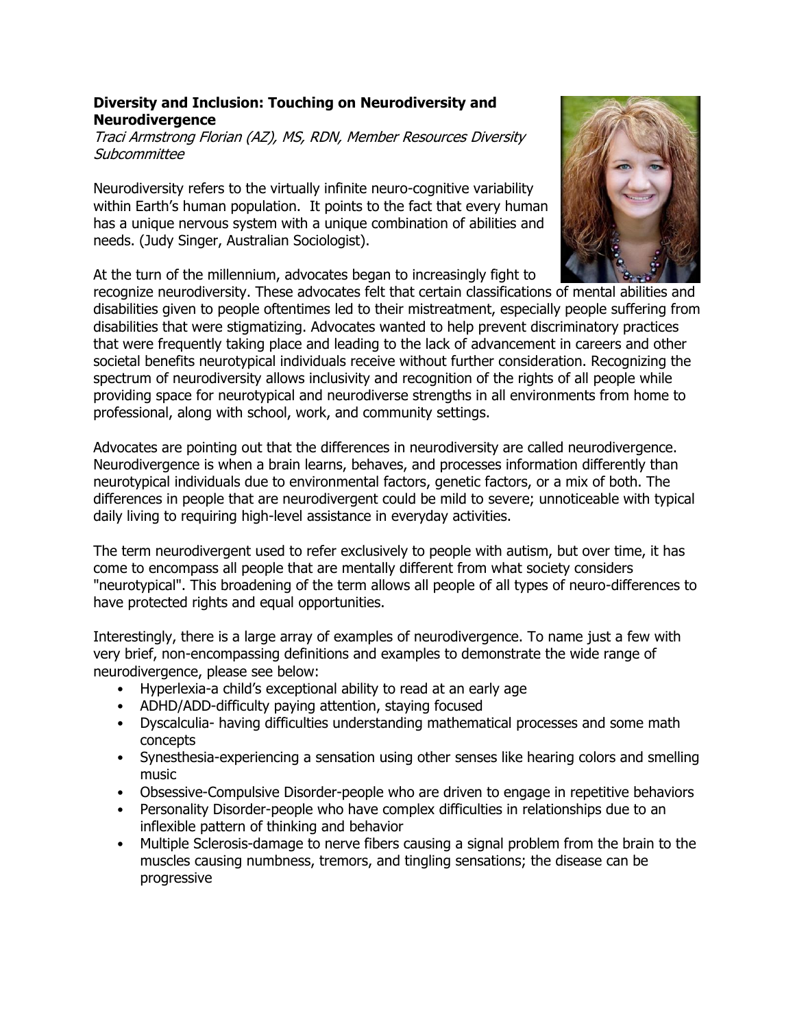**Diversity and Inclusion: Touching on Neurodiversity and Neurodivergence**

*Traci Armstrong Florian (AZ), MS, RDN, Member Resources Diversity Subcommittee*

Neurodiversity refers to the virtually infinite neuro-cognitive variability within Earth's human population. It points to the fact that every human has a unique nervous system with a unique combination of abilities and needs. (Judy Singer, Australian Sociologist).

At the turn of the millennium, advocates began to increasingly fight to recognize neurodiversity. These advocates felt that certain classifications of mental abilities and disabilities given to people oftentimes led to their mistreatment, especially people suffering from disabilities that were stigmatizing. Advocates wanted to help prevent discriminatory practices that were frequently taking place and leading to the lack of advancement in careers and other societal benefits neurotypical individuals receive without further consideration. Recognizing the spectrum of neurodiversity allows inclusivity and recognition of the rights of all people while providing space for neurotypical and neurodiverse strengths in all environments from home to professional, along with school, work, and community settings.

Advocates are pointing out that the differences in neurodiversity are called neurodivergence. Neurodivergence is when a brain learns, behaves, and processes information differently than neurotypical individuals due to environmental factors, genetic factors, or a mix of both. The differences in people that are neurodivergent could be mild to severe; unnoticeable with typical daily living to requiring high-level assistance in everyday activities.

The term neurodivergent used to refer exclusively to people with autism, but over time, it has come to encompass all people that are mentally different from what society considers "neurotypical". This broadening of the term allows all people of all types of neuro-differences to have protected rights and equal opportunities.

Interestingly, there is a large array of examples of neurodivergence. To name just a few with very brief, non-encompassing definitions and examples to demonstrate the wide range of neurodivergence, please see below:

- Hyperlexia-a child's exceptional ability to read at an early age
- ADHD/ADD-difficulty paying attention, staying focused
- Dyscalculia- having difficulties understanding mathematical processes and some math concepts
- Synesthesia-experiencing a sensation using other senses like hearing colors and smelling music
- Obsessive-Compulsive Disorder-people who are driven to engage in repetitive behaviors
- Personality Disorder-people who have complex difficulties in relationships due to an inflexible pattern of thinking and behavior
- Multiple Sclerosis-damage to nerve fibers causing a signal problem from the brain to the muscles causing numbness, tremors, and tingling sensations; the disease can be progressive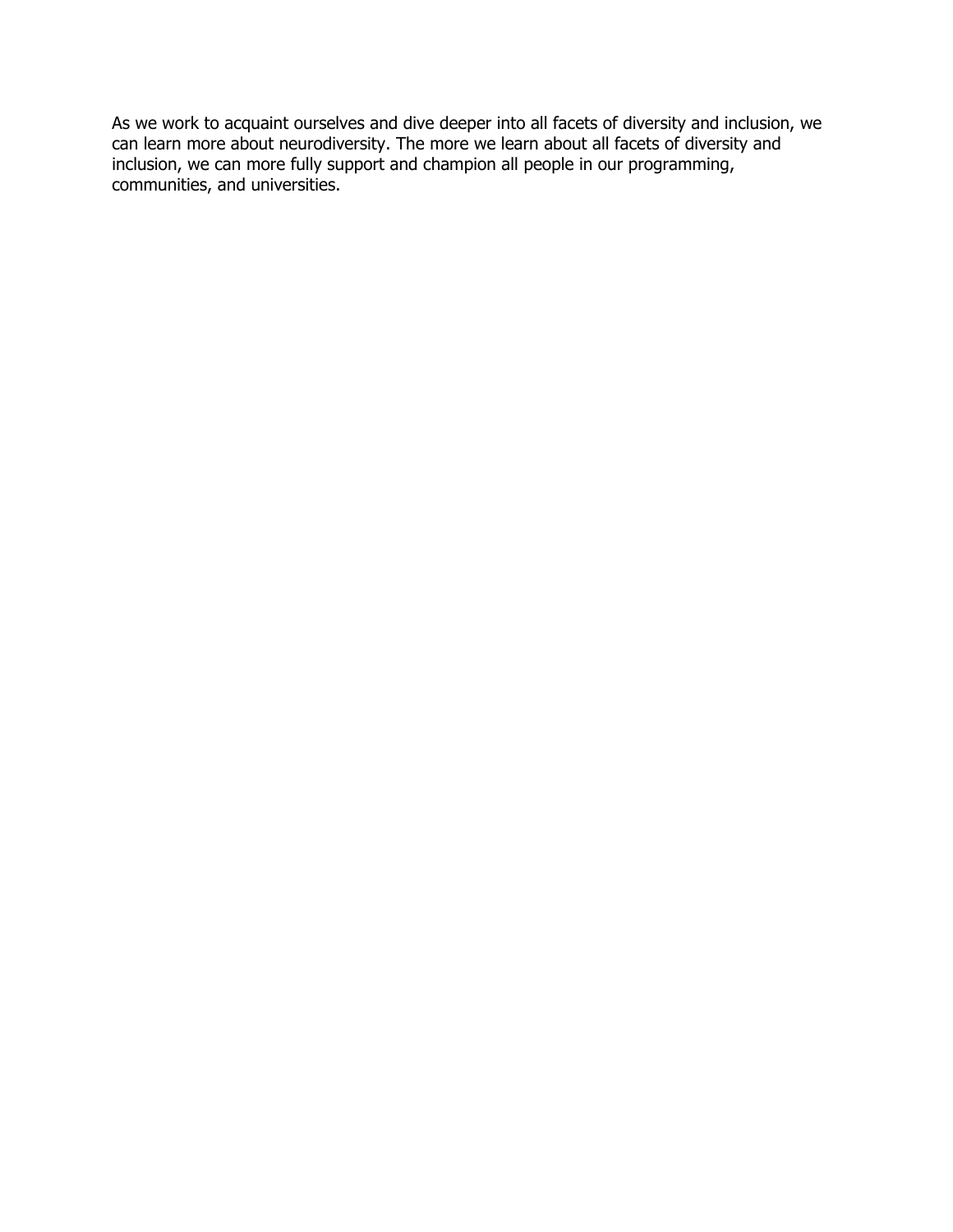As we work to acquaint ourselves and dive deeper into all facets of diversity and inclusion, we can learn more about neurodiversity. The more we learn about all facets of diversity and inclusion, we can more fully support and champion all people in our programming, communities, and universities.